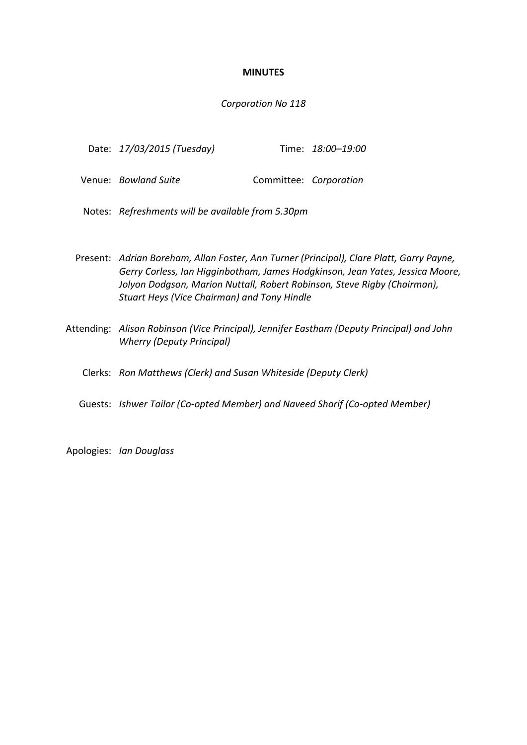**MINUTES**

*Corporation No 118*

Date: *17/03/2015 (Tuesday)*  Time: *18:00–19:00*

Venue: *Bowland Suite*  Committee: *Corporation*

Notes: *Refreshments will be available from 5.30pm*

Present: *Adrian Boreham, Allan Foster, Ann Turner (Principal), Clare Platt, Garry Payne, Gerry Corless, Ian Higginbotham, James Hodgkinson, Jean Yates, Jessica Moore, Jolyon Dodgson, Marion Nuttall, Robert Robinson, Steve Rigby (Chairman), Stuart Heys (Vice Chairman) and Tony Hindle*

Attending: *Alison Robinson (Vice Principal), Jennifer Eastham (Deputy Principal) and John Wherry (Deputy Principal)*

Clerks: *Ron Matthews (Clerk) and Susan Whiteside (Deputy Clerk)*

Guests: *Ishwer Tailor (Co-opted Member) and Naveed Sharif (Co-opted Member)*

Apologies: *Ian Douglass*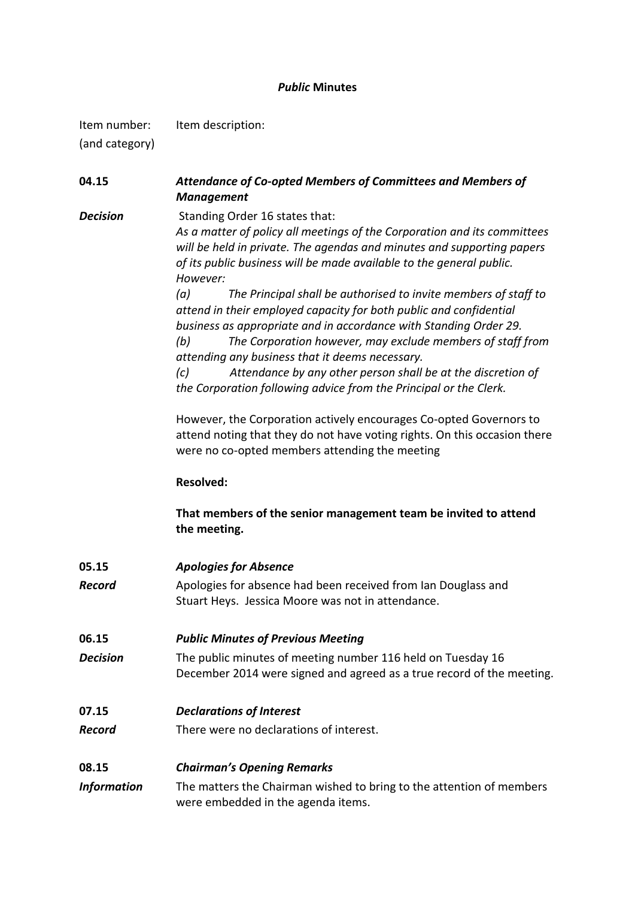## *Public* Minutes

| Item number: (and category) | Item description: |
|---|---|
| **04.15** | ***Attendance of Co-opted Members of Committees and Members of Management*** |
| ***Decision*** | Standing Order 16 states that: *As a matter of policy all meetings of the Corporation and its committees will be held in private. The agendas and minutes and supporting papers of its public business will be made available to the general public. However:* *(a) The Principal shall be authorised to invite members of staff to attend in their employed capacity for both public and confidential business as appropriate and in accordance with Standing Order 29.* *(b) The Corporation however, may exclude members of staff from attending any business that it deems necessary.* *(c) Attendance by any other person shall be at the discretion of the Corporation following advice from the Principal or the Clerk.* However, the Corporation actively encourages Co-opted Governors to attend noting that they do not have voting rights. On this occasion there were no co-opted members attending the meeting **Resolved:** **That members of the senior management team be invited to attend the meeting.** |
| **05.15** | ***Apologies for Absence*** |
| ***Record*** | Apologies for absence had been received from Ian Douglass and Stuart Heys. Jessica Moore was not in attendance. |
| **06.15** | ***Public Minutes of Previous Meeting*** |
| ***Decision*** | The public minutes of meeting number 116 held on Tuesday 16 December 2014 were signed and agreed as a true record of the meeting. |
| **07.15** | ***Declarations of Interest*** |
| ***Record*** | There were no declarations of interest. |
| **08.15** | ***Chairman's Opening Remarks*** |
| ***Information*** | The matters the Chairman wished to bring to the attention of members were embedded in the agenda items. |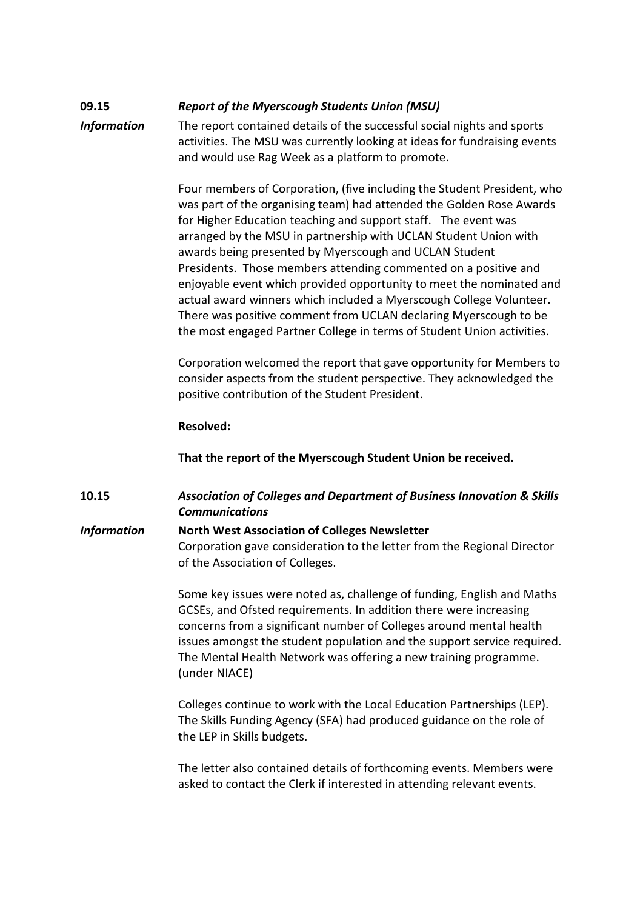**09.15** ***Report of the Myerscough Students Union (MSU)***

***Information*** The report contained details of the successful social nights and sports activities. The MSU was currently looking at ideas for fundraising events and would use Rag Week as a platform to promote.

Four members of Corporation, (five including the Student President, who was part of the organising team) had attended the Golden Rose Awards for Higher Education teaching and support staff. The event was arranged by the MSU in partnership with UCLAN Student Union with awards being presented by Myerscough and UCLAN Student Presidents. Those members attending commented on a positive and enjoyable event which provided opportunity to meet the nominated and actual award winners which included a Myerscough College Volunteer. There was positive comment from UCLAN declaring Myerscough to be the most engaged Partner College in terms of Student Union activities.

Corporation welcomed the report that gave opportunity for Members to consider aspects from the student perspective. They acknowledged the positive contribution of the Student President.

**Resolved:**

**That the report of the Myerscough Student Union be received.**

**10.15** ***Association of Colleges and Department of Business Innovation & Skills Communications***

***Information*** **North West Association of Colleges Newsletter**

Corporation gave consideration to the letter from the Regional Director of the Association of Colleges.

Some key issues were noted as, challenge of funding, English and Maths GCSEs, and Ofsted requirements. In addition there were increasing concerns from a significant number of Colleges around mental health issues amongst the student population and the support service required. The Mental Health Network was offering a new training programme. (under NIACE)

Colleges continue to work with the Local Education Partnerships (LEP). The Skills Funding Agency (SFA) had produced guidance on the role of the LEP in Skills budgets.

The letter also contained details of forthcoming events. Members were asked to contact the Clerk if interested in attending relevant events.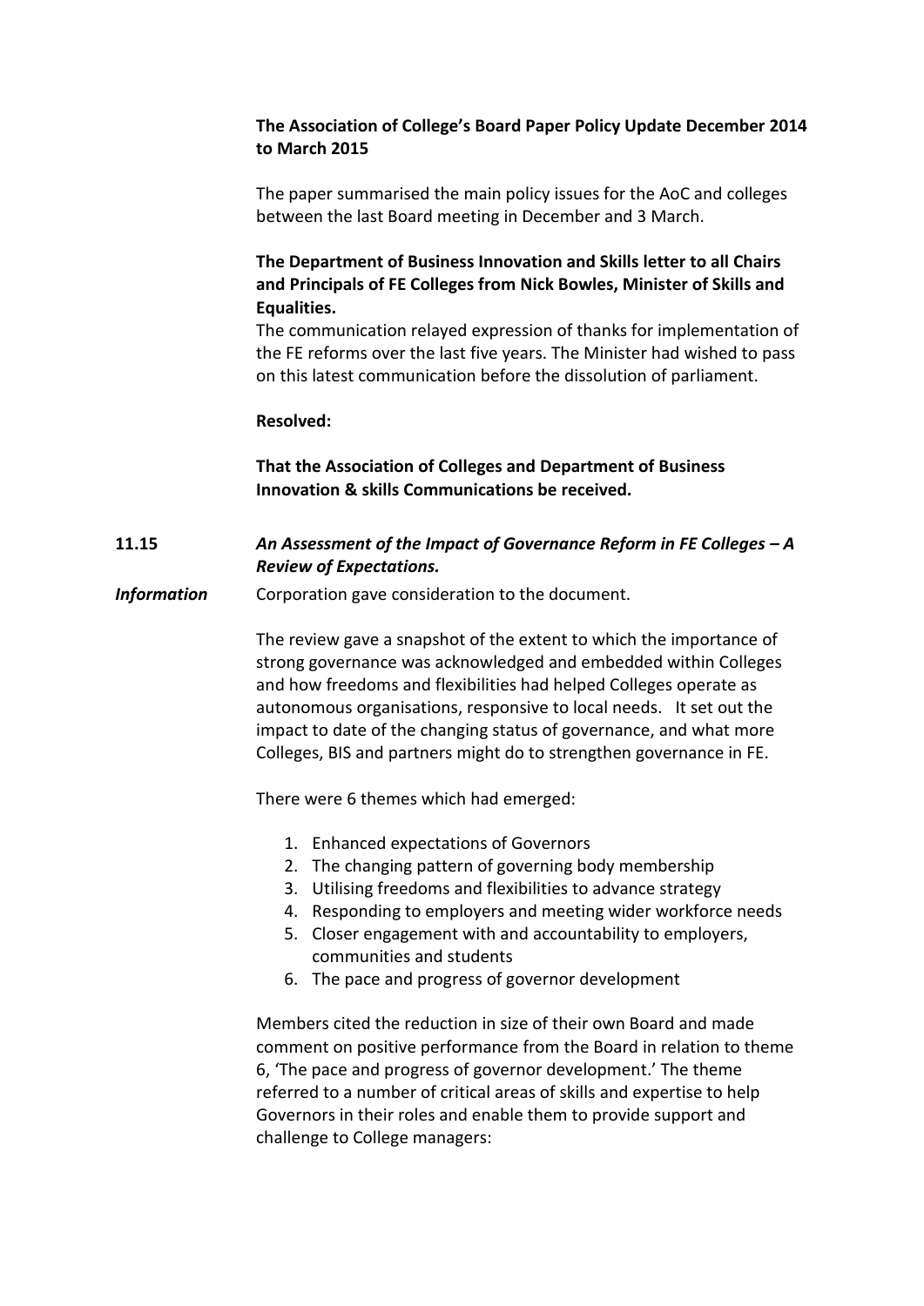**The Association of College's Board Paper Policy Update December 2014 to March 2015**

The paper summarised the main policy issues for the AoC and colleges between the last Board meeting in December and 3 March.

**The Department of Business Innovation and Skills letter to all Chairs and Principals of FE Colleges from Nick Bowles, Minister of Skills and Equalities.**

The communication relayed expression of thanks for implementation of the FE reforms over the last five years. The Minister had wished to pass on this latest communication before the dissolution of parliament.

**Resolved:**

**That the Association of Colleges and Department of Business Innovation & skills Communications be received.**

**11.15** ***An Assessment of the Impact of Governance Reform in FE Colleges – A Review of Expectations.***

***Information*** Corporation gave consideration to the document.

The review gave a snapshot of the extent to which the importance of strong governance was acknowledged and embedded within Colleges and how freedoms and flexibilities had helped Colleges operate as autonomous organisations, responsive to local needs. It set out the impact to date of the changing status of governance, and what more Colleges, BIS and partners might do to strengthen governance in FE.

There were 6 themes which had emerged:

1. Enhanced expectations of Governors
2. The changing pattern of governing body membership
3. Utilising freedoms and flexibilities to advance strategy
4. Responding to employers and meeting wider workforce needs
5. Closer engagement with and accountability to employers, communities and students
6. The pace and progress of governor development

Members cited the reduction in size of their own Board and made comment on positive performance from the Board in relation to theme 6, 'The pace and progress of governor development.' The theme referred to a number of critical areas of skills and expertise to help Governors in their roles and enable them to provide support and challenge to College managers: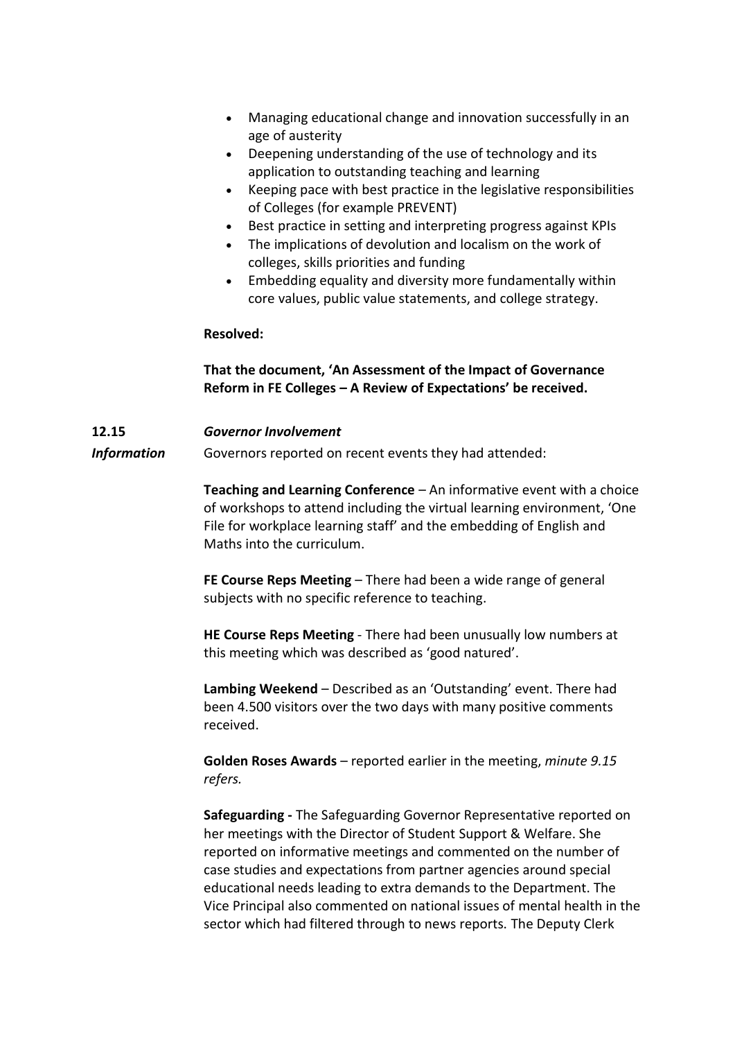- Managing educational change and innovation successfully in an age of austerity
- Deepening understanding of the use of technology and its application to outstanding teaching and learning
- Keeping pace with best practice in the legislative responsibilities of Colleges (for example PREVENT)
- Best practice in setting and interpreting progress against KPIs
- The implications of devolution and localism on the work of colleges, skills priorities and funding
- Embedding equality and diversity more fundamentally within core values, public value statements, and college strategy.

**Resolved:**

**That the document, 'An Assessment of the Impact of Governance Reform in FE Colleges – A Review of Expectations' be received.**

**12.15** ***Governor Involvement***

***Information***

Governors reported on recent events they had attended:

**Teaching and Learning Conference** – An informative event with a choice of workshops to attend including the virtual learning environment, 'One File for workplace learning staff' and the embedding of English and Maths into the curriculum.

**FE Course Reps Meeting** – There had been a wide range of general subjects with no specific reference to teaching.

**HE Course Reps Meeting** - There had been unusually low numbers at this meeting which was described as 'good natured'.

**Lambing Weekend** – Described as an 'Outstanding' event. There had been 4.500 visitors over the two days with many positive comments received.

**Golden Roses Awards** – reported earlier in the meeting, *minute 9.15 refers.*

**Safeguarding -** The Safeguarding Governor Representative reported on her meetings with the Director of Student Support & Welfare. She reported on informative meetings and commented on the number of case studies and expectations from partner agencies around special educational needs leading to extra demands to the Department. The Vice Principal also commented on national issues of mental health in the sector which had filtered through to news reports. The Deputy Clerk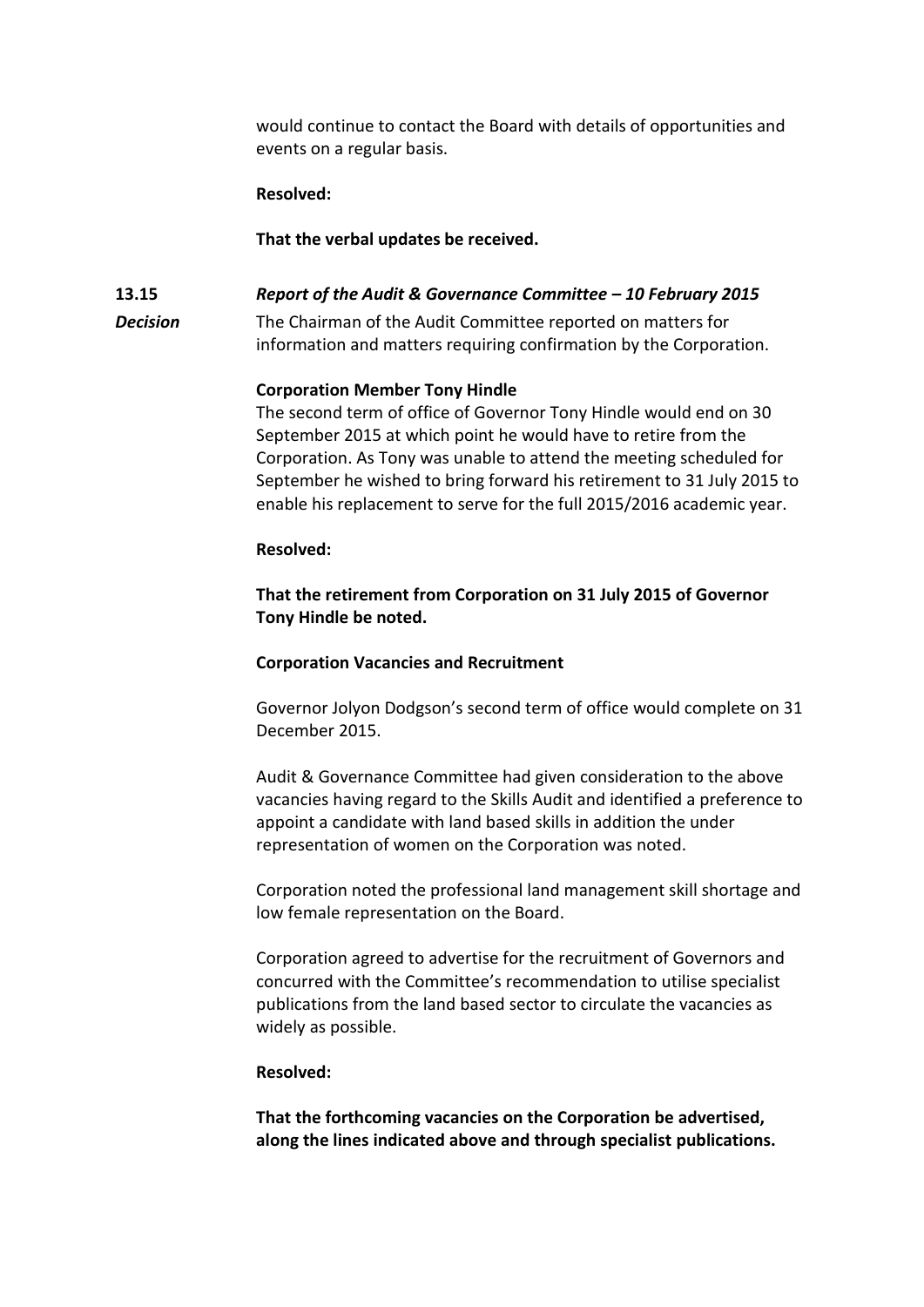would continue to contact the Board with details of opportunities and events on a regular basis.

**Resolved:**

**That the verbal updates be received.**

**13.15** *Report of the Audit & Governance Committee – 10 February 2015*

***Decision***

The Chairman of the Audit Committee reported on matters for information and matters requiring confirmation by the Corporation.

**Corporation Member Tony Hindle**

The second term of office of Governor Tony Hindle would end on 30 September 2015 at which point he would have to retire from the Corporation. As Tony was unable to attend the meeting scheduled for September he wished to bring forward his retirement to 31 July 2015 to enable his replacement to serve for the full 2015/2016 academic year.

**Resolved:**

**That the retirement from Corporation on 31 July 2015 of Governor Tony Hindle be noted.**

**Corporation Vacancies and Recruitment**

Governor Jolyon Dodgson's second term of office would complete on 31 December 2015.

Audit & Governance Committee had given consideration to the above vacancies having regard to the Skills Audit and identified a preference to appoint a candidate with land based skills in addition the under representation of women on the Corporation was noted.

Corporation noted the professional land management skill shortage and low female representation on the Board.

Corporation agreed to advertise for the recruitment of Governors and concurred with the Committee's recommendation to utilise specialist publications from the land based sector to circulate the vacancies as widely as possible.

**Resolved:**

**That the forthcoming vacancies on the Corporation be advertised, along the lines indicated above and through specialist publications.**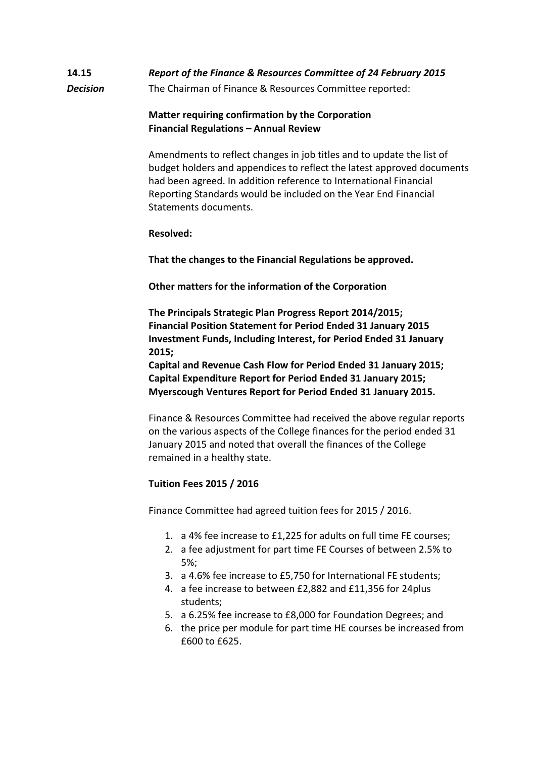**14.15** ***Report of the Finance & Resources Committee of 24 February 2015***

***Decision*** The Chairman of Finance & Resources Committee reported:

**Matter requiring confirmation by the Corporation**
**Financial Regulations – Annual Review**

Amendments to reflect changes in job titles and to update the list of budget holders and appendices to reflect the latest approved documents had been agreed. In addition reference to International Financial Reporting Standards would be included on the Year End Financial Statements documents.

**Resolved:**

**That the changes to the Financial Regulations be approved.**

**Other matters for the information of the Corporation**

**The Principals Strategic Plan Progress Report 2014/2015;**
**Financial Position Statement for Period Ended 31 January 2015**
**Investment Funds, Including Interest, for Period Ended 31 January 2015;**
**Capital and Revenue Cash Flow for Period Ended 31 January 2015;**
**Capital Expenditure Report for Period Ended 31 January 2015;**
**Myerscough Ventures Report for Period Ended 31 January 2015.**

Finance & Resources Committee had received the above regular reports on the various aspects of the College finances for the period ended 31 January 2015 and noted that overall the finances of the College remained in a healthy state.

**Tuition Fees 2015 / 2016**

Finance Committee had agreed tuition fees for 2015 / 2016.

1. a 4% fee increase to £1,225 for adults on full time FE courses;
2. a fee adjustment for part time FE Courses of between 2.5% to 5%;
3. a 4.6% fee increase to £5,750 for International FE students;
4. a fee increase to between £2,882 and £11,356 for 24plus students;
5. a 6.25% fee increase to £8,000 for Foundation Degrees; and
6. the price per module for part time HE courses be increased from £600 to £625.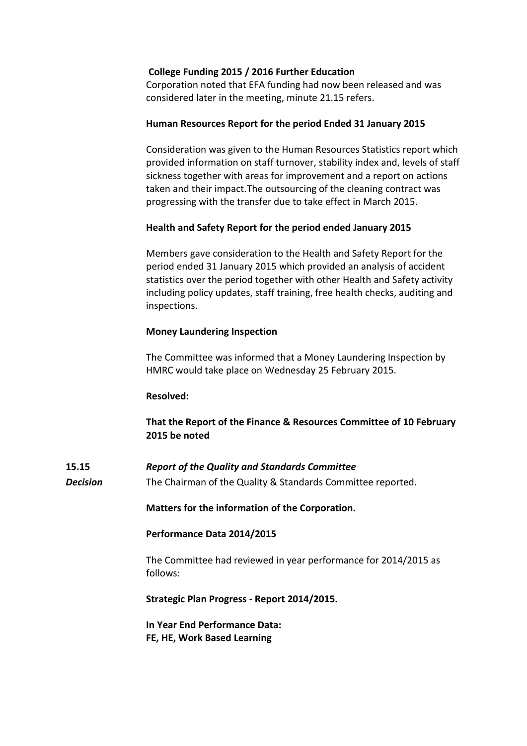**College Funding 2015 / 2016 Further Education**

Corporation noted that EFA funding had now been released and was considered later in the meeting, minute 21.15 refers.

**Human Resources Report for the period Ended 31 January 2015**

Consideration was given to the Human Resources Statistics report which provided information on staff turnover, stability index and, levels of staff sickness together with areas for improvement and a report on actions taken and their impact.The outsourcing of the cleaning contract was progressing with the transfer due to take effect in March 2015.

**Health and Safety Report for the period ended January 2015**

Members gave consideration to the Health and Safety Report for the period ended 31 January 2015 which provided an analysis of accident statistics over the period together with other Health and Safety activity including policy updates, staff training, free health checks, auditing and inspections.

**Money Laundering Inspection**

The Committee was informed that a Money Laundering Inspection by HMRC would take place on Wednesday 25 February 2015.

**Resolved:**

**That the Report of the Finance & Resources Committee of 10 February 2015 be noted**

**15.15** ***Report of the Quality and Standards Committee***

***Decision*** The Chairman of the Quality & Standards Committee reported.

**Matters for the information of the Corporation.**

**Performance Data 2014/2015**

The Committee had reviewed in year performance for 2014/2015 as follows:

**Strategic Plan Progress - Report 2014/2015.**

**In Year End Performance Data:**
**FE, HE, Work Based Learning**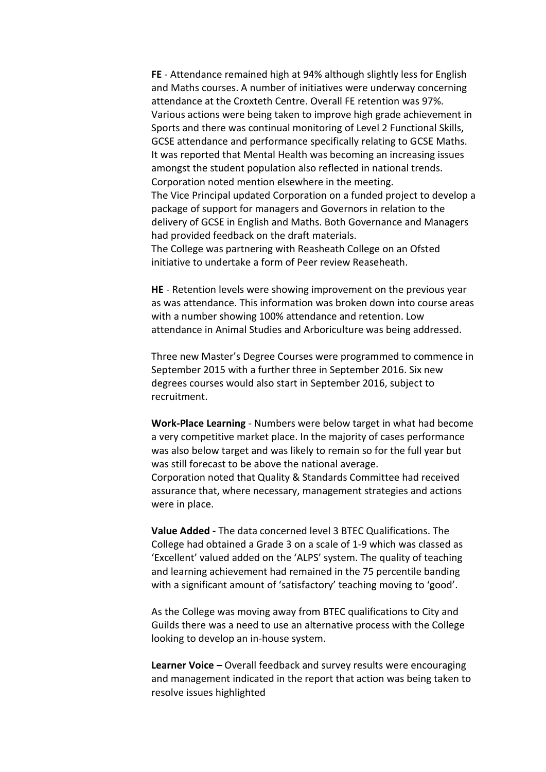**FE** - Attendance remained high at 94% although slightly less for English and Maths courses. A number of initiatives were underway concerning attendance at the Croxteth Centre. Overall FE retention was 97%. Various actions were being taken to improve high grade achievement in Sports and there was continual monitoring of Level 2 Functional Skills, GCSE attendance and performance specifically relating to GCSE Maths. It was reported that Mental Health was becoming an increasing issues amongst the student population also reflected in national trends. Corporation noted mention elsewhere in the meeting.
The Vice Principal updated Corporation on a funded project to develop a package of support for managers and Governors in relation to the delivery of GCSE in English and Maths. Both Governance and Managers had provided feedback on the draft materials.
The College was partnering with Reasheath College on an Ofsted initiative to undertake a form of Peer review Reaseheath.

**HE** - Retention levels were showing improvement on the previous year as was attendance. This information was broken down into course areas with a number showing 100% attendance and retention. Low attendance in Animal Studies and Arboriculture was being addressed.

Three new Master's Degree Courses were programmed to commence in September 2015 with a further three in September 2016. Six new degrees courses would also start in September 2016, subject to recruitment.

**Work-Place Learning** - Numbers were below target in what had become a very competitive market place. In the majority of cases performance was also below target and was likely to remain so for the full year but was still forecast to be above the national average.
Corporation noted that Quality & Standards Committee had received assurance that, where necessary, management strategies and actions were in place.

**Value Added -** The data concerned level 3 BTEC Qualifications. The College had obtained a Grade 3 on a scale of 1-9 which was classed as 'Excellent' valued added on the 'ALPS' system. The quality of teaching and learning achievement had remained in the 75 percentile banding with a significant amount of 'satisfactory' teaching moving to 'good'.

As the College was moving away from BTEC qualifications to City and Guilds there was a need to use an alternative process with the College looking to develop an in-house system.

**Learner Voice –** Overall feedback and survey results were encouraging and management indicated in the report that action was being taken to resolve issues highlighted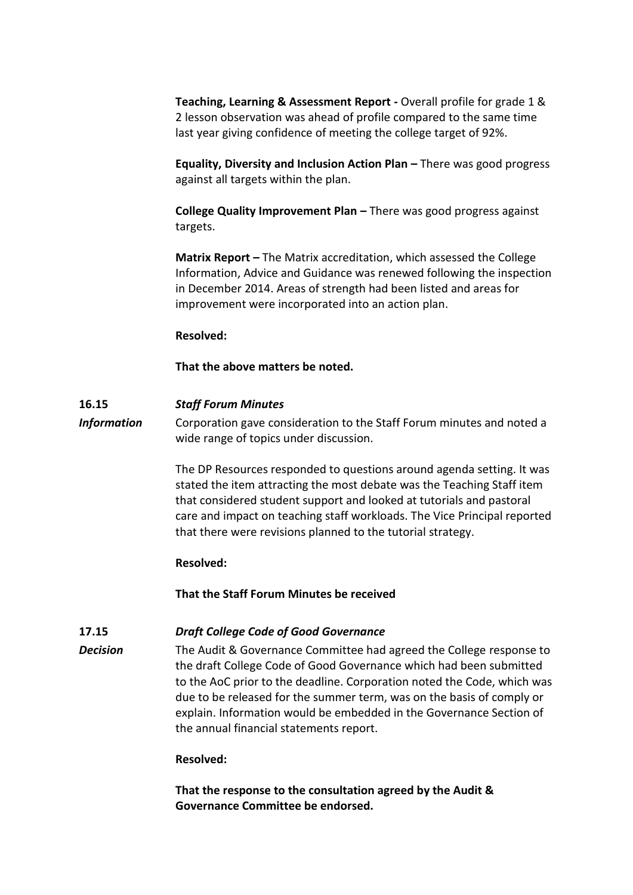**Teaching, Learning & Assessment Report -** Overall profile for grade 1 & 2 lesson observation was ahead of profile compared to the same time last year giving confidence of meeting the college target of 92%.

**Equality, Diversity and Inclusion Action Plan –** There was good progress against all targets within the plan.

**College Quality Improvement Plan –** There was good progress against targets.

**Matrix Report –** The Matrix accreditation, which assessed the College Information, Advice and Guidance was renewed following the inspection in December 2014. Areas of strength had been listed and areas for improvement were incorporated into an action plan.

**Resolved:**

**That the above matters be noted.**

**16.15** ***Staff Forum Minutes***

***Information***

Corporation gave consideration to the Staff Forum minutes and noted a wide range of topics under discussion.

The DP Resources responded to questions around agenda setting. It was stated the item attracting the most debate was the Teaching Staff item that considered student support and looked at tutorials and pastoral care and impact on teaching staff workloads. The Vice Principal reported that there were revisions planned to the tutorial strategy.

**Resolved:**

**That the Staff Forum Minutes be received**

**17.15** ***Draft College Code of Good Governance***

***Decision***

The Audit & Governance Committee had agreed the College response to the draft College Code of Good Governance which had been submitted to the AoC prior to the deadline. Corporation noted the Code, which was due to be released for the summer term, was on the basis of comply or explain. Information would be embedded in the Governance Section of the annual financial statements report.

**Resolved:**

**That the response to the consultation agreed by the Audit & Governance Committee be endorsed.**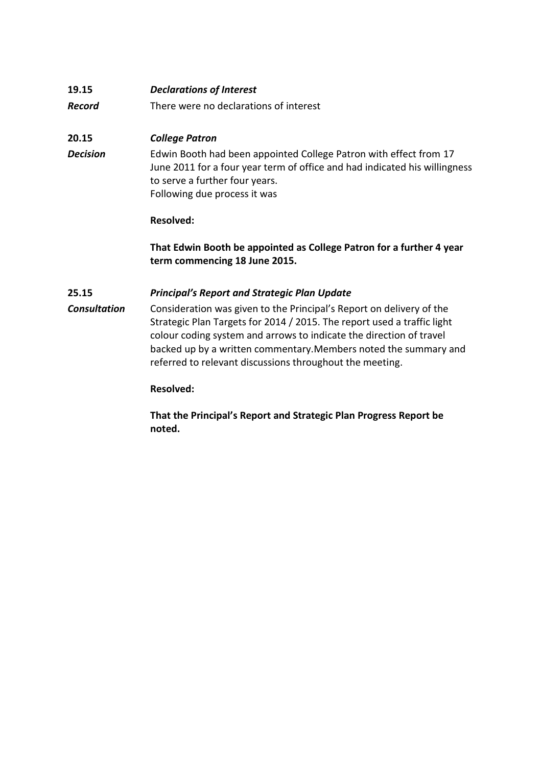**19.15** ***Declarations of Interest***

***Record*** There were no declarations of interest

**20.15** ***College Patron***

***Decision*** Edwin Booth had been appointed College Patron with effect from 17 June 2011 for a four year term of office and had indicated his willingness to serve a further four years.
Following due process it was

**Resolved:**

**That Edwin Booth be appointed as College Patron for a further 4 year term commencing 18 June 2015.**

**25.15** ***Principal's Report and Strategic Plan Update***

***Consultation*** Consideration was given to the Principal's Report on delivery of the Strategic Plan Targets for 2014 / 2015. The report used a traffic light colour coding system and arrows to indicate the direction of travel backed up by a written commentary.Members noted the summary and referred to relevant discussions throughout the meeting.

**Resolved:**

**That the Principal's Report and Strategic Plan Progress Report be noted.**